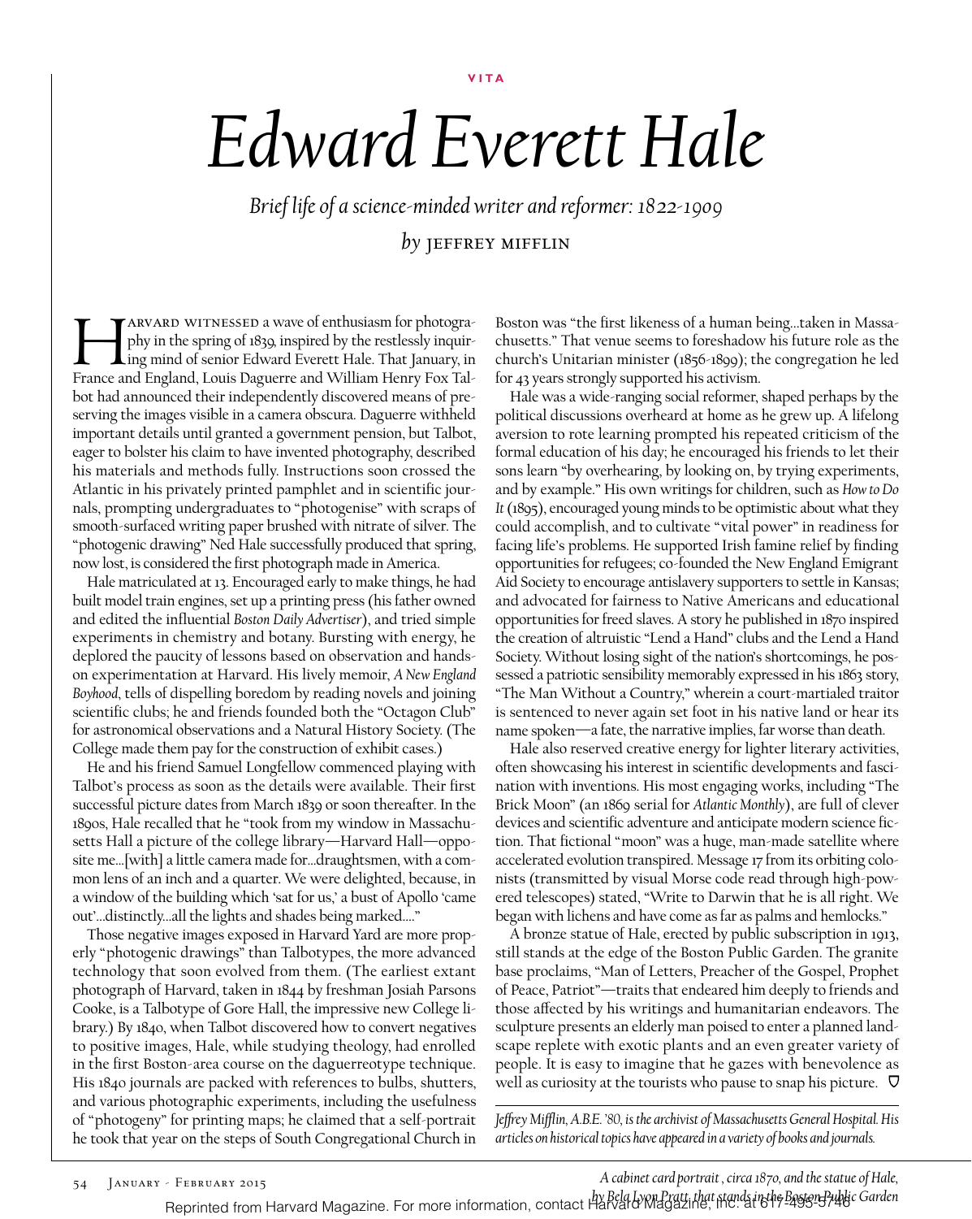VITA

# Edward Everett Hale

*Brief life of a science-minded writer and reformer: 1822-1909*

*by* JEFFREY MIFFLIN

Harvard witnessed a wave of enthusiasm for photography in the spring of 1839, inspired by the restlessly inquiring mind of senior Edward Everett Hale. That January, in France and England, Louis Daguerre and William Henry Fox Talbot had announced their independently discovered means of preserving the images visible in a camera obscura. Daguerre withheld important details until granted a government pension, but Talbot, eager to bolster his claim to have invented photography, described his materials and methods fully. Instructions soon crossed the Atlantic in his privately printed pamphlet and in scientific journals, prompting undergraduates to "photogenise" with scraps of smooth-surfaced writing paper brushed with nitrate of silver. The "photogenic drawing" Ned Hale successfully produced that spring, now lost, is considered the first photograph made in America.

Hale matriculated at 13. Encouraged early to make things, he had built model train engines, set up a printing press (his father owned and edited the influential *Boston Daily Advertiser*), and tried simple experiments in chemistry and botany. Bursting with energy, he deplored the paucity of lessons based on observation and hands-on experimentation at Harvard. His lively memoir, *A New England Boyhood*, tells of dispelling boredom by reading novels and joining scientific clubs; he and friends founded both the "Octagon Club" for astronomical observations and a Natural History Society. (The College made them pay for the construction of exhibit cases.)

He and his friend Samuel Longfellow commenced playing with Talbot's process as soon as the details were available. Their first successful picture dates from March 1839 or soon thereafter. In the 1890s, Hale recalled that he "took from my window in Massachusetts Hall a picture of the college library—Harvard Hall—opposite me...[with] a little camera made for...draughtsmen, with a common lens of an inch and a quarter. We were delighted, because, in a window of the building which 'sat for us,' a bust of Apollo 'came out'...distinctly...all the lights and shades being marked...."

Those negative images exposed in Harvard Yard are more properly "photogenic drawings" than Talbotypes, the more advanced technology that soon evolved from them. (The earliest extant photograph of Harvard, taken in 1844 by freshman Josiah Parsons Cooke, is a Talbotype of Gore Hall, the impressive new College library.) By 1840, when Talbot discovered how to convert negatives to positive images, Hale, while studying theology, had enrolled in the first Boston-area course on the daguerreotype technique. His 1840 journals are packed with references to bulbs, shutters, and various photographic experiments, including the usefulness of "photogeny" for printing maps; he claimed that a self-portrait he took that year on the steps of South Congregational Church in Boston was "the first likeness of a human being...taken in Massachusetts." That venue seems to foreshadow his future role as the church's Unitarian minister (1856-1899); the congregation he led for 43 years strongly supported his activism.

Hale was a wide-ranging social reformer, shaped perhaps by the political discussions overheard at home as he grew up. A lifelong aversion to rote learning prompted his repeated criticism of the formal education of his day; he encouraged his friends to let their sons learn "by overhearing, by looking on, by trying experiments, and by example." His own writings for children, such as *How to Do It* (1895), encouraged young minds to be optimistic about what they could accomplish, and to cultivate "vital power" in readiness for facing life's problems. He supported Irish famine relief by finding opportunities for refugees; co-founded the New England Emigrant Aid Society to encourage antislavery supporters to settle in Kansas; and advocated for fairness to Native Americans and educational opportunities for freed slaves. A story he published in 1870 inspired the creation of altruistic "Lend a Hand" clubs and the Lend a Hand Society. Without losing sight of the nation's shortcomings, he possessed a patriotic sensibility memorably expressed in his 1863 story, "The Man Without a Country," wherein a court-martialed traitor is sentenced to never again set foot in his native land or hear its name spoken—a fate, the narrative implies, far worse than death.

Hale also reserved creative energy for lighter literary activities, often showcasing his interest in scientific developments and fascination with inventions. His most engaging works, including "The Brick Moon" (an 1869 serial for *Atlantic Monthly*), are full of clever devices and scientific adventure and anticipate modern science fiction. That fictional "moon" was a huge, man-made satellite where accelerated evolution transpired. Message 17 from its orbiting colonists (transmitted by visual Morse code read through high-powered telescopes) stated, "Write to Darwin that he is all right. We began with lichens and have come as far as palms and hemlocks."

A bronze statue of Hale, erected by public subscription in 1913, still stands at the edge of the Boston Public Garden. The granite base proclaims, "Man of Letters, Preacher of the Gospel, Prophet of Peace, Patriot"—traits that endeared him deeply to friends and those affected by his writings and humanitarian endeavors. The sculpture presents an elderly man poised to enter a planned landscape replete with exotic plants and an even greater variety of people. It is easy to imagine that he gazes with benevolence as well as curiosity at the tourists who pause to snap his picture.

*Jeffrey Mifflin, A.B.E. '80, is the archivist of Massachusetts General Hospital. His articles on historical topics have appeared in a variety of books and journals.*

*A cabinet card portrait, circa 1870, and the statue of Hale, by Bela Lyon Pratt, that stands in the Boston Public Garden*

Reprinted from Harvard Magazine. For more information, contact Harvard Magazine, Inc. at 617-495-5746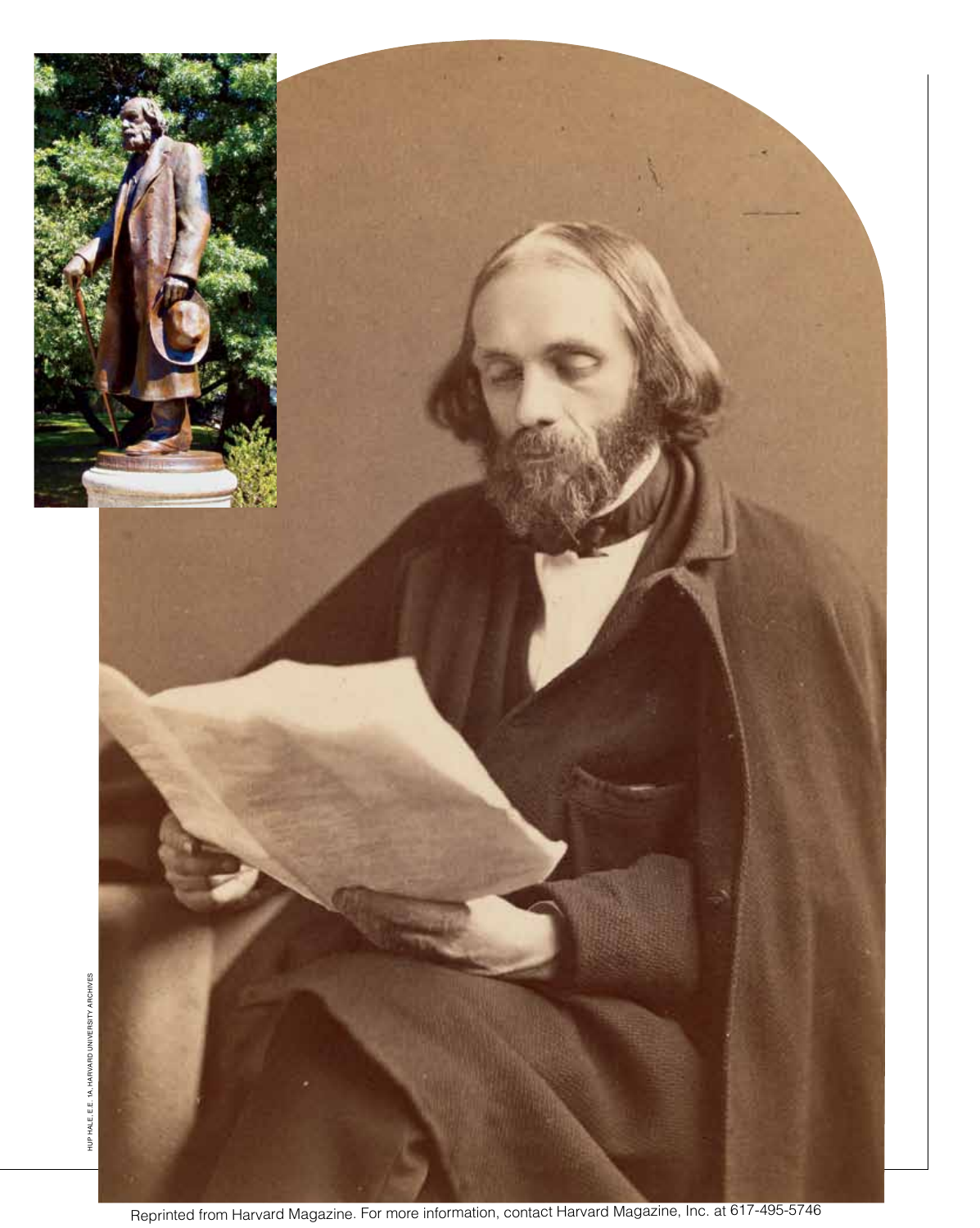HUP HALE, E.E. 1A, HARVARD UNIVERSITY ARCHIVES

Reprinted from Harvard Magazine. For more information, contact Harvard Magazine, Inc. at 617-495-5746